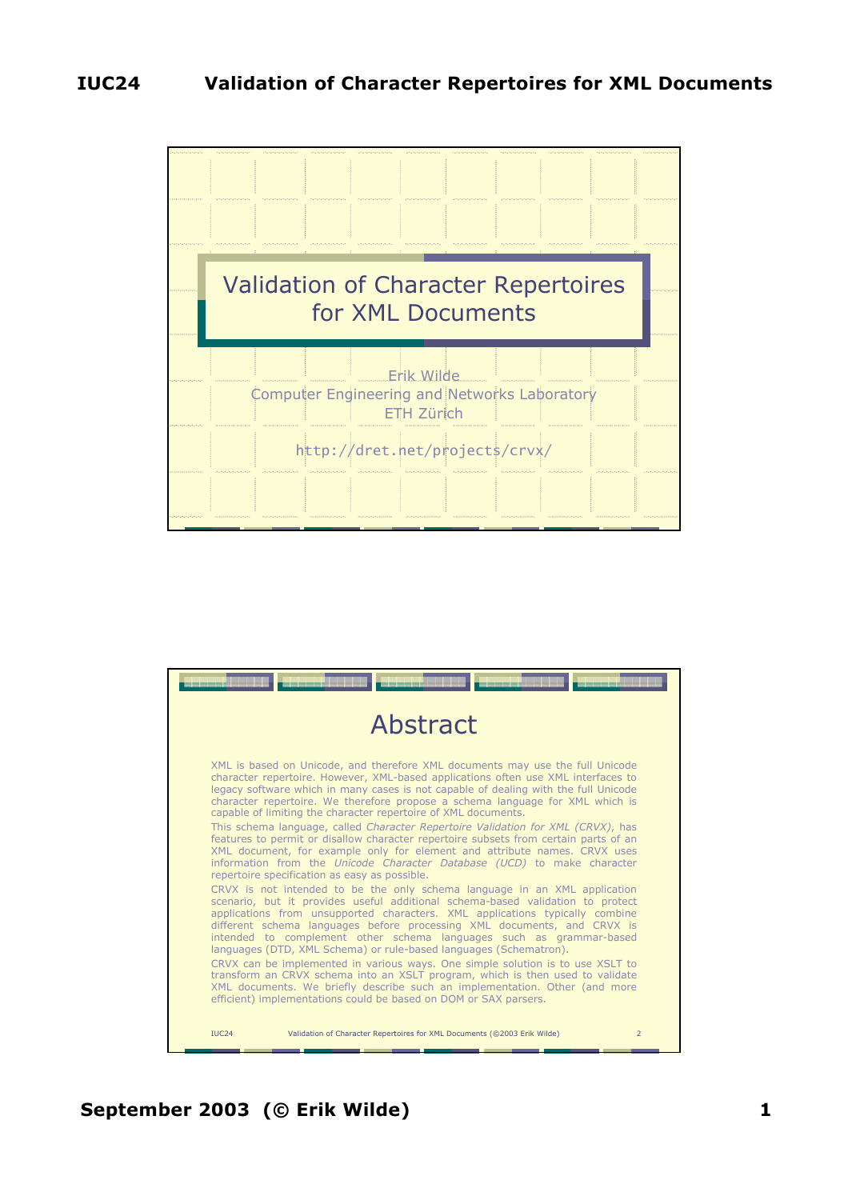# Validation of Character Repertoires for XML Documents

Erik Wilde
Computer Engineering and Networks Laboratory
ETH Zürich

http://dret.net/projects/crvx/

## Abstract

XML is based on Unicode, and therefore XML documents may use the full Unicode character repertoire. However, XML-based applications often use XML interfaces to legacy software which in many cases is not capable of dealing with the full Unicode character repertoire. We therefore propose a schema language for XML which is capable of limiting the character repertoire of XML documents.

This schema language, called *Character Repertoire Validation for XML (CRVX)*, has features to permit or disallow character repertoire subsets from certain parts of an XML document, for example only for element and attribute names. CRVX uses information from the *Unicode Character Database (UCD)* to make character repertoire specification as easy as possible.

CRVX is not intended to be the only schema language in an XML application scenario, but it provides useful additional schema-based validation to protect applications from unsupported characters. XML applications typically combine different schema languages before processing XML documents, and CRVX is intended to complement other schema languages such as grammar-based languages (DTD, XML Schema) or rule-based languages (Schematron).

CRVX can be implemented in various ways. One simple solution is to use XSLT to transform an CRVX schema into an XSLT program, which is then used to validate XML documents. We briefly describe such an implementation. Other (and more efficient) implementations could be based on DOM or SAX parsers.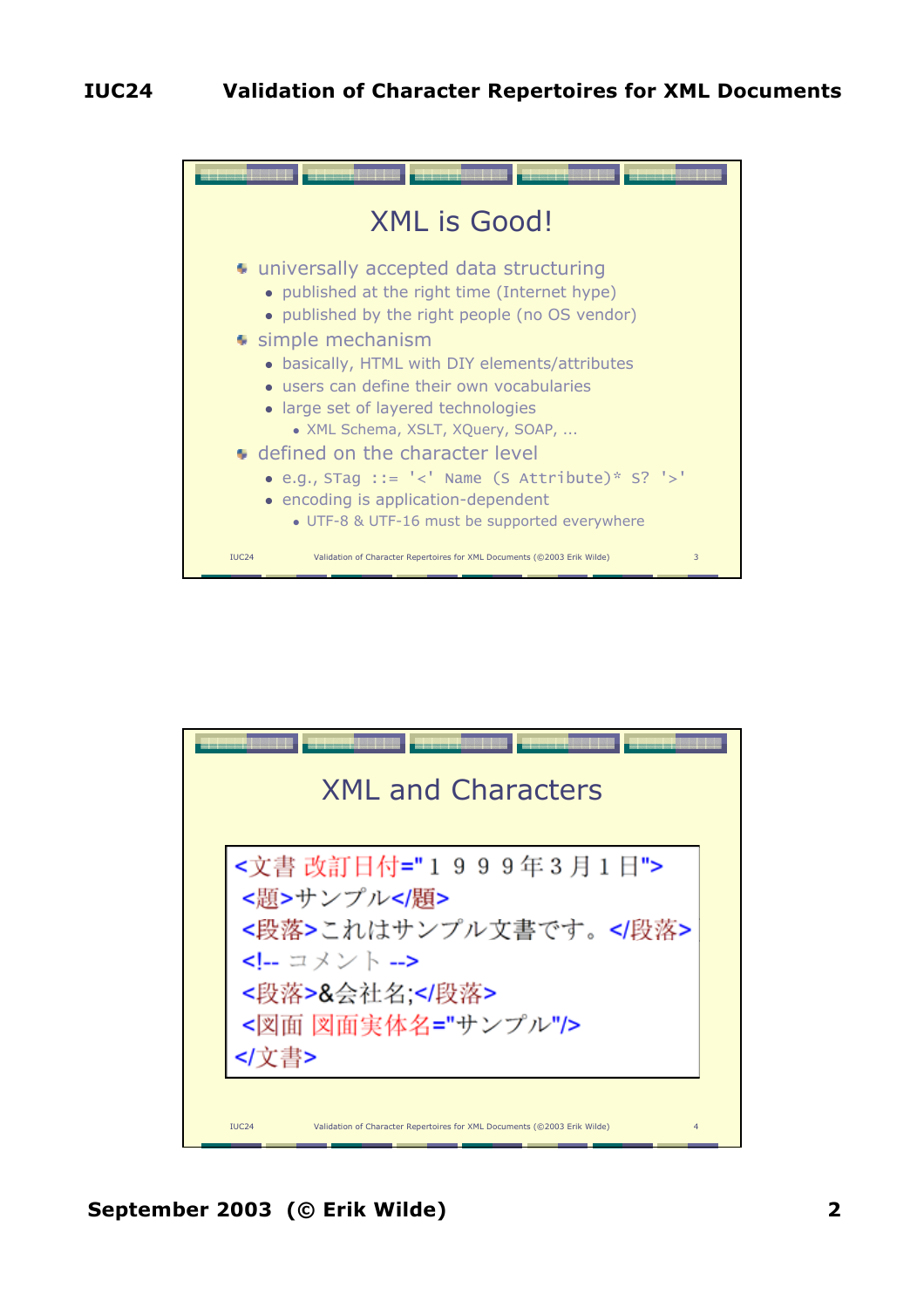## XML is Good!

- universally accepted data structuring
  - published at the right time (Internet hype)
  - published by the right people (no OS vendor)
- simple mechanism
  - basically, HTML with DIY elements/attributes
  - users can define their own vocabularies
  - large set of layered technologies
    - XML Schema, XSLT, XQuery, SOAP, ...
- defined on the character level
  - e.g., `STag ::= '<' Name (S Attribute)* S? '>'`
  - encoding is application-dependent
    - UTF-8 & UTF-16 must be supported everywhere

## XML and Characters

```
<文書 改訂日付="１９９９年３月１日">
 <題>サンプル</題>
 <段落>これはサンプル文書です。</段落>
 <!-- コメント -->
 <段落>&会社名;</段落>
 <図面 図面実体名="サンプル"/>
</文書>
```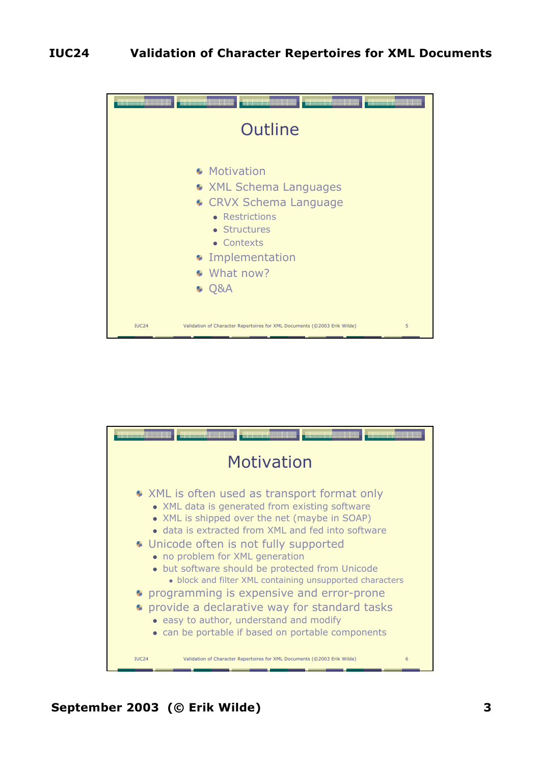## Outline

- Motivation
- XML Schema Languages
- CRVX Schema Language
  - Restrictions
  - Structures
  - Contexts
- Implementation
- What now?
- Q&A

## Motivation

- XML is often used as transport format only
  - XML data is generated from existing software
  - XML is shipped over the net (maybe in SOAP)
  - data is extracted from XML and fed into software
- Unicode often is not fully supported
  - no problem for XML generation
  - but software should be protected from Unicode
    - block and filter XML containing unsupported characters
- programming is expensive and error-prone
- provide a declarative way for standard tasks
  - easy to author, understand and modify
  - can be portable if based on portable components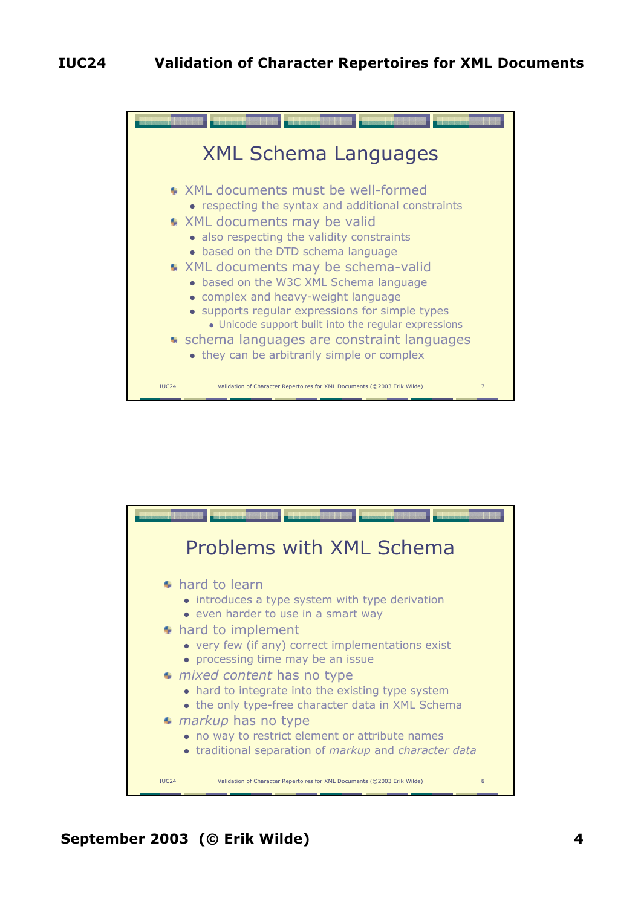## XML Schema Languages

- XML documents must be well-formed
  - respecting the syntax and additional constraints
- XML documents may be valid
  - also respecting the validity constraints
  - based on the DTD schema language
- XML documents may be schema-valid
  - based on the W3C XML Schema language
  - complex and heavy-weight language
  - supports regular expressions for simple types
    - Unicode support built into the regular expressions
- schema languages are constraint languages
  - they can be arbitrarily simple or complex

## Problems with XML Schema

- hard to learn
  - introduces a type system with type derivation
  - even harder to use in a smart way
- hard to implement
  - very few (if any) correct implementations exist
  - processing time may be an issue
- *mixed content* has no type
  - hard to integrate into the existing type system
  - the only type-free character data in XML Schema
- *markup* has no type
  - no way to restrict element or attribute names
  - traditional separation of *markup* and *character data*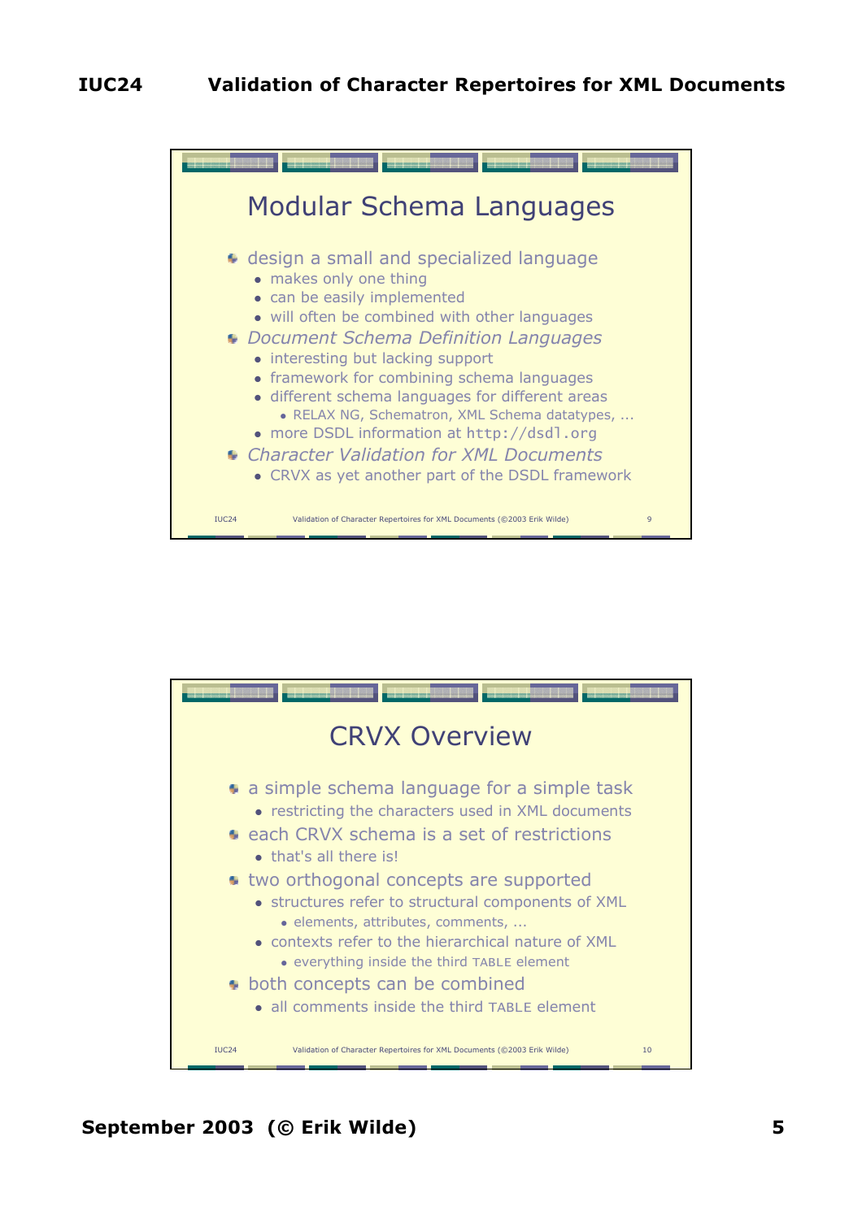## Modular Schema Languages

- design a small and specialized language
  - makes only one thing
  - can be easily implemented
  - will often be combined with other languages
- *Document Schema Definition Languages*
  - interesting but lacking support
  - framework for combining schema languages
  - different schema languages for different areas
    - RELAX NG, Schematron, XML Schema datatypes, ...
  - more DSDL information at `http://dsdl.org`
- *Character Validation for XML Documents*
  - CRVX as yet another part of the DSDL framework

## CRVX Overview

- a simple schema language for a simple task
  - restricting the characters used in XML documents
- each CRVX schema is a set of restrictions
  - that's all there is!
- two orthogonal concepts are supported
  - structures refer to structural components of XML
    - elements, attributes, comments, ...
  - contexts refer to the hierarchical nature of XML
    - everything inside the third TABLE element
- both concepts can be combined
  - all comments inside the third TABLE element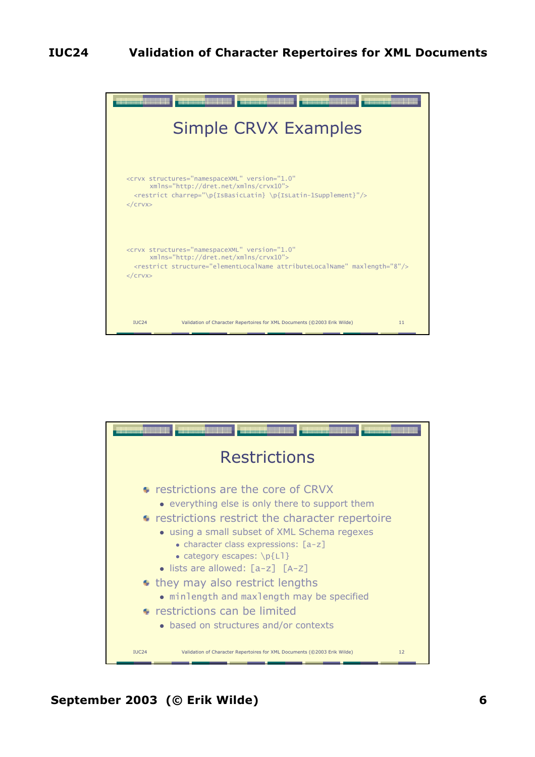## Simple CRVX Examples

```
<crvx structures="namespaceXML" version="1.0"
      xmlns="http://dret.net/xmlns/crvx10">
  <restrict charrep="\p{IsBasicLatin} \p{IsLatin-1Supplement}"/>
</crvx>
```

```
<crvx structures="namespaceXML" version="1.0"
      xmlns="http://dret.net/xmlns/crvx10">
  <restrict structure="elementLocalName attributeLocalName" maxlength="8"/>
</crvx>
```

## Restrictions

- restrictions are the core of CRVX
  - everything else is only there to support them
- restrictions restrict the character repertoire
  - using a small subset of XML Schema regexes
    - character class expressions: `[a-z]`
    - category escapes: `\p{Ll}`
  - lists are allowed: `[a-z] [A-Z]`
- they may also restrict lengths
  - `minlength` and `maxlength` may be specified
- restrictions can be limited
  - based on structures and/or contexts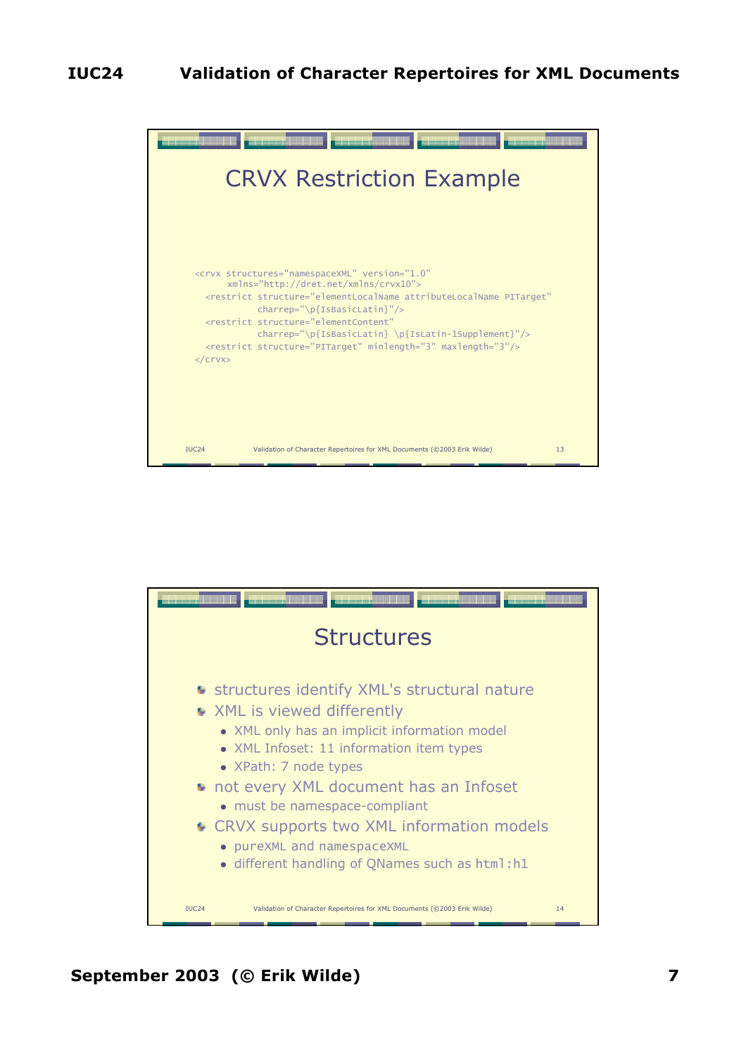## CRVX Restriction Example

```
<crvx structures="namespaceXML" version="1.0"
      xmlns="http://dret.net/xmlns/crvx10">
  <restrict structure="elementLocalName attributeLocalName PITarget"
            charrep="\p{IsBasicLatin}"/>
  <restrict structure="elementContent"
            charrep="\p{IsBasicLatin} \p{IsLatin-1Supplement}"/>
  <restrict structure="PITarget" minlength="3" maxlength="3"/>
</crvx>
```

## Structures

- structures identify XML's structural nature
- XML is viewed differently
  - XML only has an implicit information model
  - XML Infoset: 11 information item types
  - XPath: 7 node types
- not every XML document has an Infoset
  - must be namespace-compliant
- CRVX supports two XML information models
  - `pureXML` and `namespaceXML`
  - different handling of QNames such as `html:h1`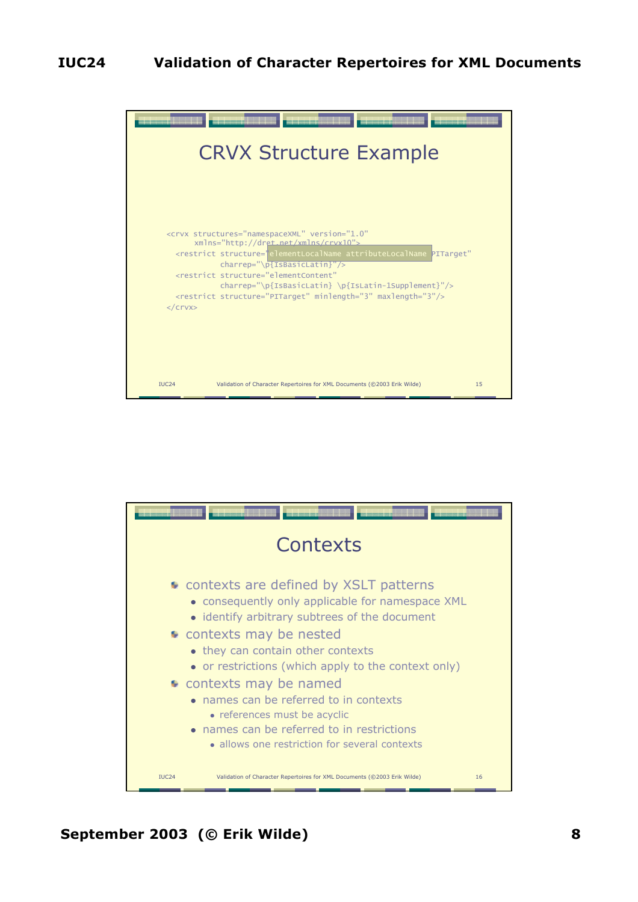## CRVX Structure Example

```
<crvx structures="namespaceXML" version="1.0"
      xmlns="http://dret.net/xmlns/crvx10">
  <restrict structure="elementLocalName attributeLocalName PITarget"
            charrep="\p{IsBasicLatin}"/>
  <restrict structure="elementContent"
            charrep="\p{IsBasicLatin} \p{IsLatin-1Supplement}"/>
  <restrict structure="PITarget" minlength="3" maxlength="3"/>
</crvx>
```

## Contexts

- contexts are defined by XSLT patterns
  - consequently only applicable for namespace XML
  - identify arbitrary subtrees of the document
- contexts may be nested
  - they can contain other contexts
  - or restrictions (which apply to the context only)
- contexts may be named
  - names can be referred to in contexts
    - references must be acyclic
  - names can be referred to in restrictions
    - allows one restriction for several contexts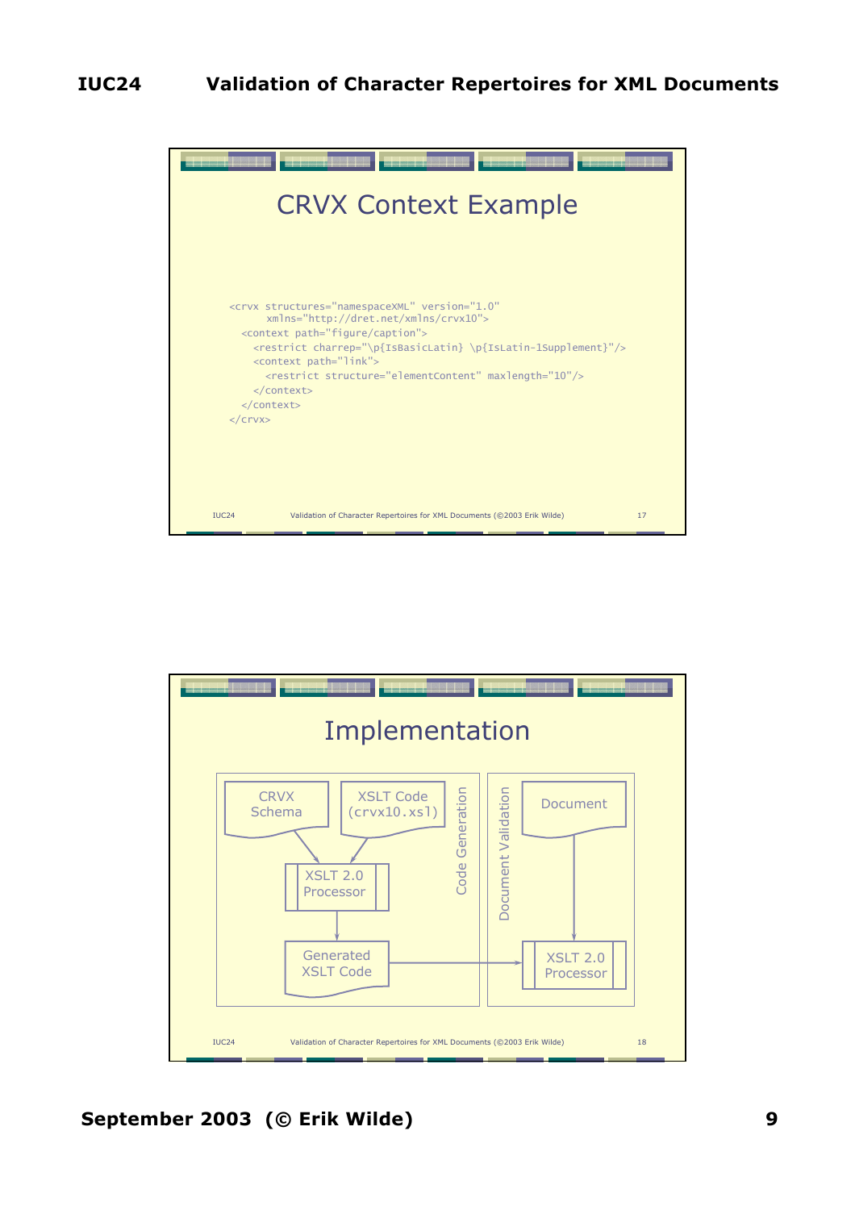## CRVX Context Example

```
<crvx structures="namespaceXML" version="1.0"
      xmlns="http://dret.net/xmlns/crvx10">
  <context path="figure/caption">
    <restrict charrep="\p{IsBasicLatin} \p{IsLatin-1Supplement}"/>
    <context path="link">
      <restrict structure="elementContent" maxlength="10"/>
    </context>
  </context>
</crvx>
```

## Implementation

Code Generation:

- CRVX Schema
- XSLT Code (crvx10.xsl)
- XSLT 2.0 Processor
- Generated XSLT Code

Document Validation:

- Document
- XSLT 2.0 Processor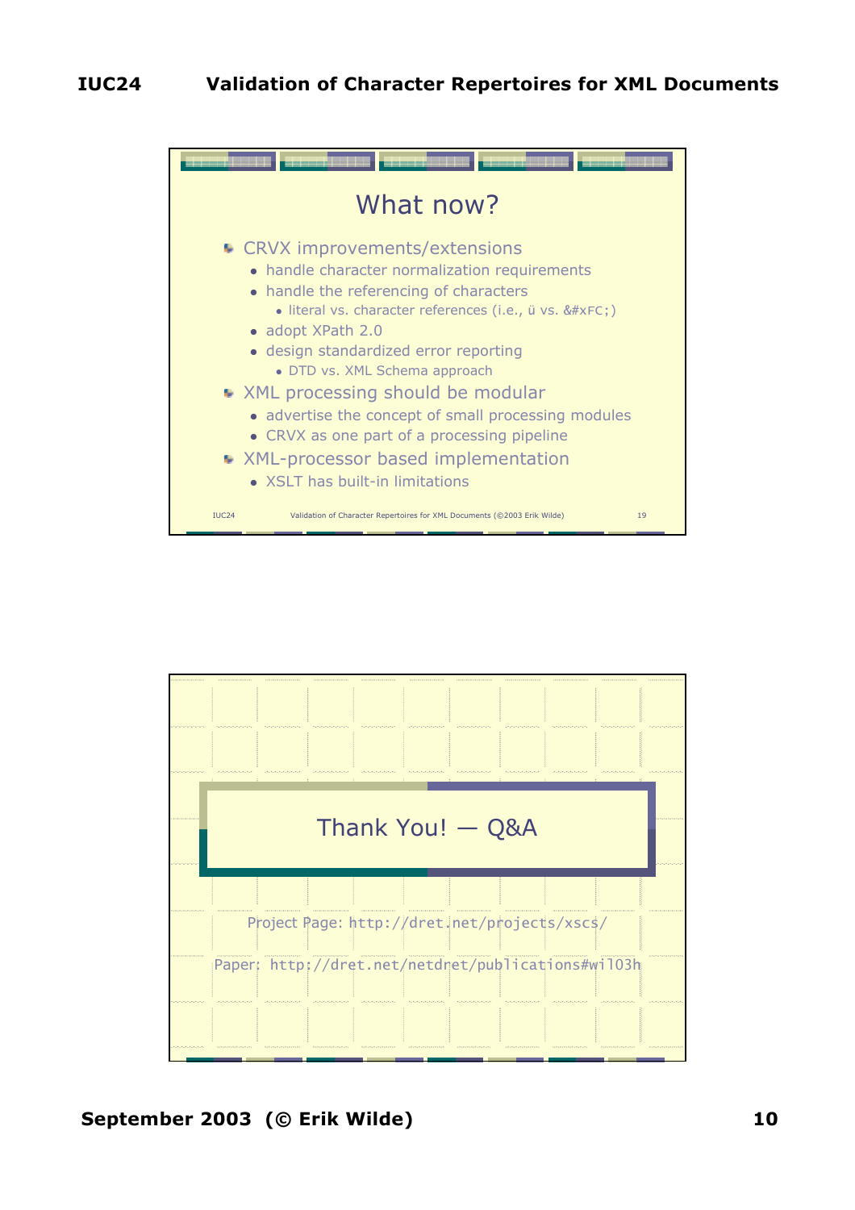## What now?

- CRVX improvements/extensions
  - handle character normalization requirements
  - handle the referencing of characters
    - literal vs. character references (i.e., ü vs. &#xFC;)
  - adopt XPath 2.0
  - design standardized error reporting
    - DTD vs. XML Schema approach
- XML processing should be modular
  - advertise the concept of small processing modules
  - CRVX as one part of a processing pipeline
- XML-processor based implementation
  - XSLT has built-in limitations

## Thank You! — Q&A

Project Page: http://dret.net/projects/xscs/

Paper: http://dret.net/netdret/publications#wil03h